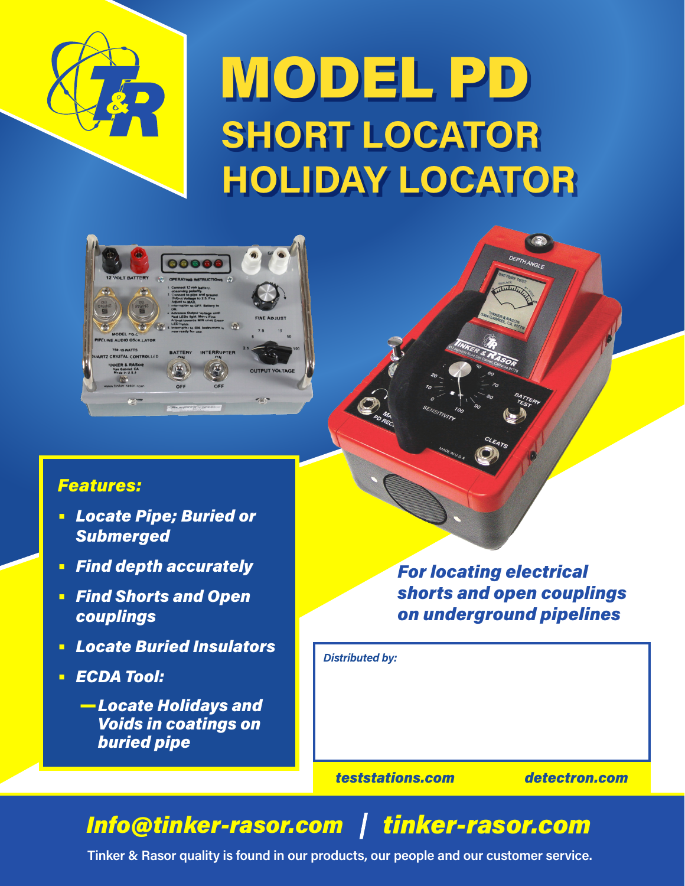# MODEL PD

## SHORT LOCATOR
## HOLIDAY LOCATOR

### Features:

- *Locate Pipe; Buried or Submerged*
- *Find depth accurately*
- *Find Shorts and Open couplings*
- *Locate Buried Insulators*
- *ECDA Tool:*
  - *—Locate Holidays and Voids in coatings on buried pipe*

***For locating electrical shorts and open couplings on underground pipelines***

*Distributed by:*

***teststations.com*** ***detectron.com***

***Info@tinker-rasor.com | tinker-rasor.com***

**Tinker & Rasor quality is found in our products, our people and our customer service.**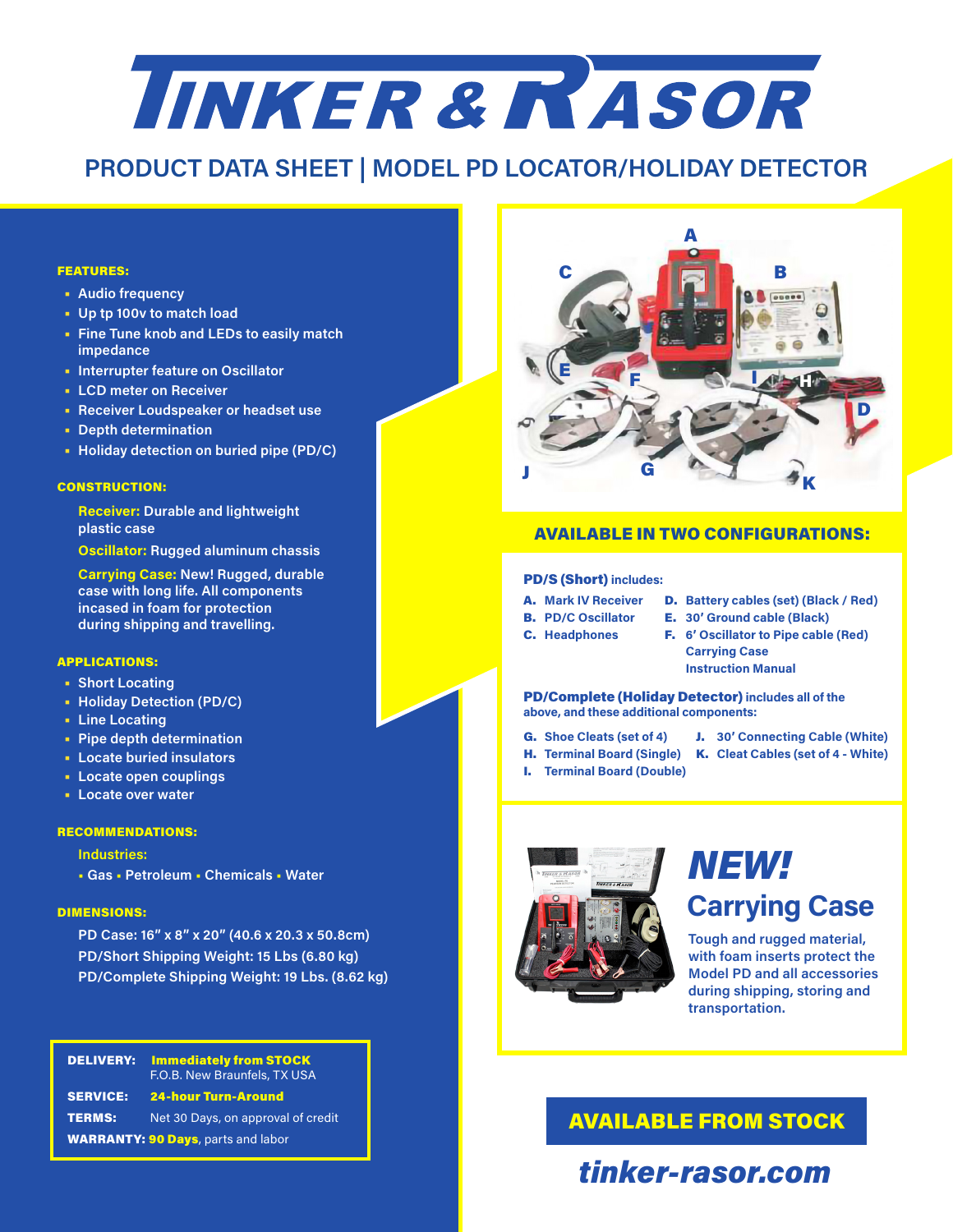# TINKER & RASOR

## PRODUCT DATA SHEET | MODEL PD LOCATOR/HOLIDAY DETECTOR

### FEATURES:

- Audio frequency
- Up tp 100v to match load
- Fine Tune knob and LEDs to easily match impedance
- Interrupter feature on Oscillator
- LCD meter on Receiver
- Receiver Loudspeaker or headset use
- Depth determination
- Holiday detection on buried pipe (PD/C)

### CONSTRUCTION:

**Receiver:** Durable and lightweight plastic case

**Oscillator:** Rugged aluminum chassis

**Carrying Case:** New! Rugged, durable case with long life. All components incased in foam for protection during shipping and travelling.

### APPLICATIONS:

- Short Locating
- Holiday Detection (PD/C)
- Line Locating
- Pipe depth determination
- Locate buried insulators
- Locate open couplings
- Locate over water

### RECOMMENDATIONS:

Industries:

- Gas - Petroleum - Chemicals - Water

### DIMENSIONS:

PD Case: 16″ x 8″ x 20″ (40.6 x 20.3 x 50.8cm)
PD/Short Shipping Weight: 15 Lbs (6.80 kg)
PD/Complete Shipping Weight: 19 Lbs. (8.62 kg)

**DELIVERY:** **Immediately from STOCK** F.O.B. New Braunfels, TX USA
**SERVICE:** **24-hour Turn-Around**
**TERMS:** Net 30 Days, on approval of credit
**WARRANTY:** **90 Days**, parts and labor

### AVAILABLE IN TWO CONFIGURATIONS:

**PD/S (Short)** includes:

- A. Mark IV Receiver
- B. PD/C Oscillator
- C. Headphones
- D. Battery cables (set) (Black / Red)
- E. 30′ Ground cable (Black)
- F. 6′ Oscillator to Pipe cable (Red)
- Carrying Case
- Instruction Manual

**PD/Complete (Holiday Detector)** includes all of the above, and these additional components:

- G. Shoe Cleats (set of 4)
- H. Terminal Board (Single)
- I. Terminal Board (Double)
- J. 30′ Connecting Cable (White)
- K. Cleat Cables (set of 4 - White)

## *NEW!* Carrying Case

Tough and rugged material, with foam inserts protect the Model PD and all accessories during shipping, storing and transportation.

**AVAILABLE FROM STOCK**

*tinker-rasor.com*